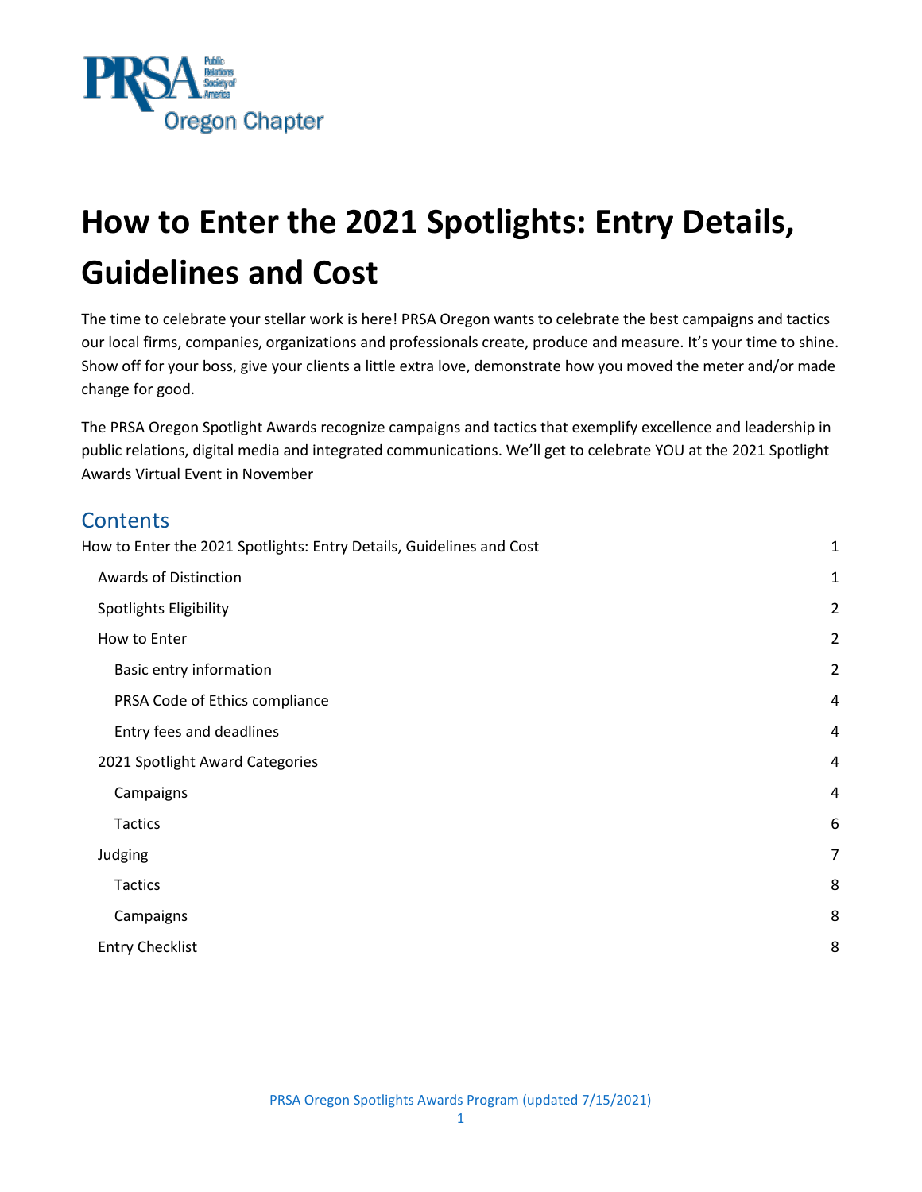# How to Enter the 2021 Spotlights: Entry Details, Guidelines and Cost

The time to celebrate your stellar work is here! PRSA Oregon wants to celebrate the best campaigns and tactics our local firms, companies, organizations and professionals create, produce and measure. It's your time to shine. Show off for your boss, give your clients a little extra love, demonstrate how you moved the meter and/or made change for good.

The PRSA Oregon Spotlight Awards recognize campaigns and tactics that exemplify excellence and leadership in public relations, digital media and integrated communications. We'll get to celebrate YOU at the 2021 Spotlight Awards Virtual Event in November

## Contents

- How to Enter the 2021 Spotlights: Entry Details, Guidelines and Cost ..... 1
  - Awards of Distinction ..... 1
  - Spotlights Eligibility ..... 2
  - How to Enter ..... 2
    - Basic entry information ..... 2
    - PRSA Code of Ethics compliance ..... 4
    - Entry fees and deadlines ..... 4
  - 2021 Spotlight Award Categories ..... 4
    - Campaigns ..... 4
    - Tactics ..... 6
  - Judging ..... 7
    - Tactics ..... 8
    - Campaigns ..... 8
  - Entry Checklist ..... 8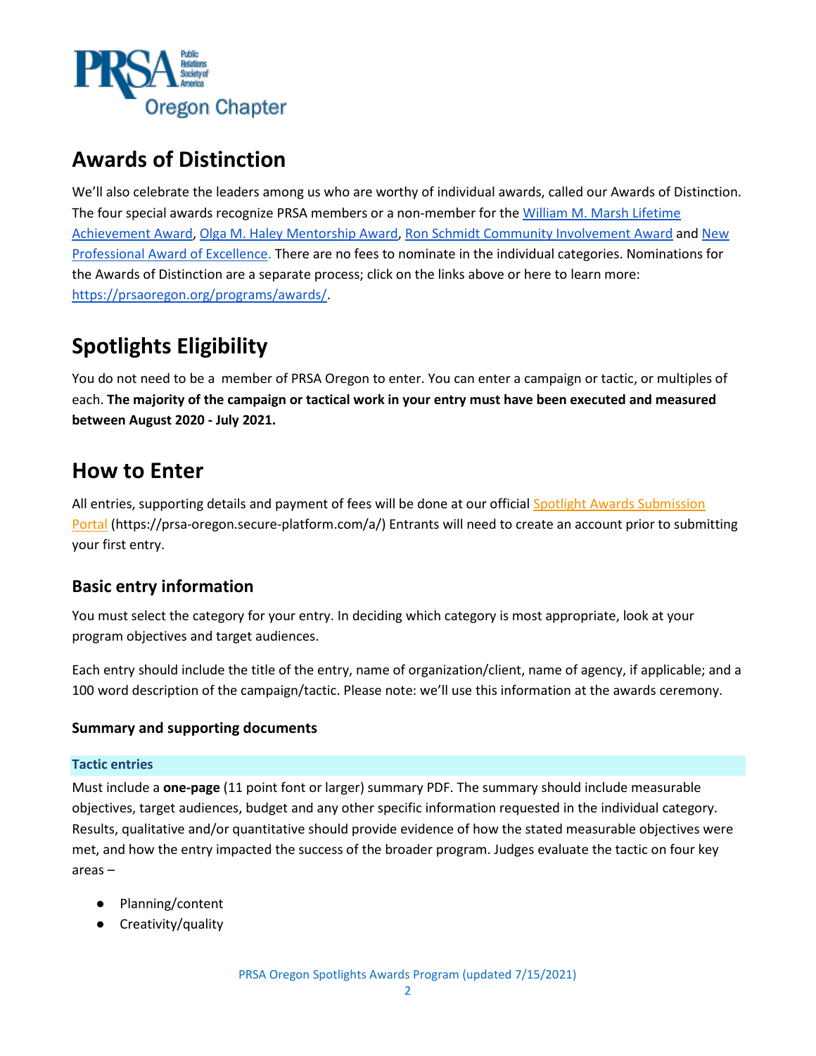# Awards of Distinction

We'll also celebrate the leaders among us who are worthy of individual awards, called our Awards of Distinction. The four special awards recognize PRSA members or a non-member for the William M. Marsh Lifetime Achievement Award, Olga M. Haley Mentorship Award, Ron Schmidt Community Involvement Award and New Professional Award of Excellence. There are no fees to nominate in the individual categories. Nominations for the Awards of Distinction are a separate process; click on the links above or here to learn more: https://prsaoregon.org/programs/awards/.

# Spotlights Eligibility

You do not need to be a member of PRSA Oregon to enter. You can enter a campaign or tactic, or multiples of each. **The majority of the campaign or tactical work in your entry must have been executed and measured between August 2020 - July 2021.**

# How to Enter

All entries, supporting details and payment of fees will be done at our official Spotlight Awards Submission Portal (https://prsa-oregon.secure-platform.com/a/) Entrants will need to create an account prior to submitting your first entry.

## Basic entry information

You must select the category for your entry. In deciding which category is most appropriate, look at your program objectives and target audiences.

Each entry should include the title of the entry, name of organization/client, name of agency, if applicable; and a 100 word description of the campaign/tactic. Please note: we'll use this information at the awards ceremony.

### Summary and supporting documents

#### Tactic entries

Must include a **one-page** (11 point font or larger) summary PDF. The summary should include measurable objectives, target audiences, budget and any other specific information requested in the individual category. Results, qualitative and/or quantitative should provide evidence of how the stated measurable objectives were met, and how the entry impacted the success of the broader program. Judges evaluate the tactic on four key areas –

- Planning/content
- Creativity/quality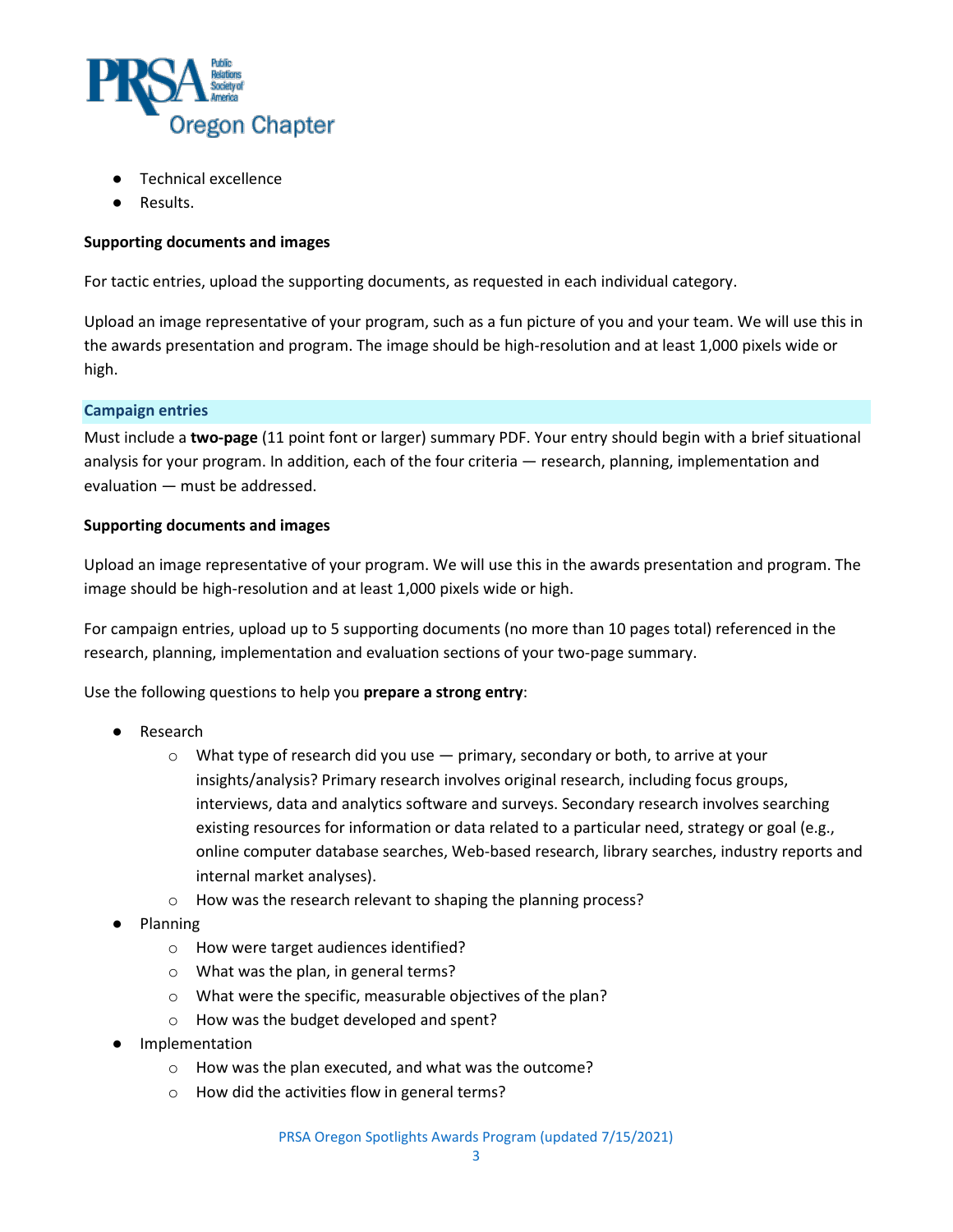- Technical excellence
- Results.

**Supporting documents and images**

For tactic entries, upload the supporting documents, as requested in each individual category.

Upload an image representative of your program, such as a fun picture of you and your team. We will use this in the awards presentation and program. The image should be high-resolution and at least 1,000 pixels wide or high.

### Campaign entries

Must include a **two-page** (11 point font or larger) summary PDF. Your entry should begin with a brief situational analysis for your program. In addition, each of the four criteria — research, planning, implementation and evaluation — must be addressed.

**Supporting documents and images**

Upload an image representative of your program. We will use this in the awards presentation and program. The image should be high-resolution and at least 1,000 pixels wide or high.

For campaign entries, upload up to 5 supporting documents (no more than 10 pages total) referenced in the research, planning, implementation and evaluation sections of your two-page summary.

Use the following questions to help you **prepare a strong entry**:

- Research
    - What type of research did you use — primary, secondary or both, to arrive at your insights/analysis? Primary research involves original research, including focus groups, interviews, data and analytics software and surveys. Secondary research involves searching existing resources for information or data related to a particular need, strategy or goal (e.g., online computer database searches, Web-based research, library searches, industry reports and internal market analyses).
    - How was the research relevant to shaping the planning process?
- Planning
    - How were target audiences identified?
    - What was the plan, in general terms?
    - What were the specific, measurable objectives of the plan?
    - How was the budget developed and spent?
- Implementation
    - How was the plan executed, and what was the outcome?
    - How did the activities flow in general terms?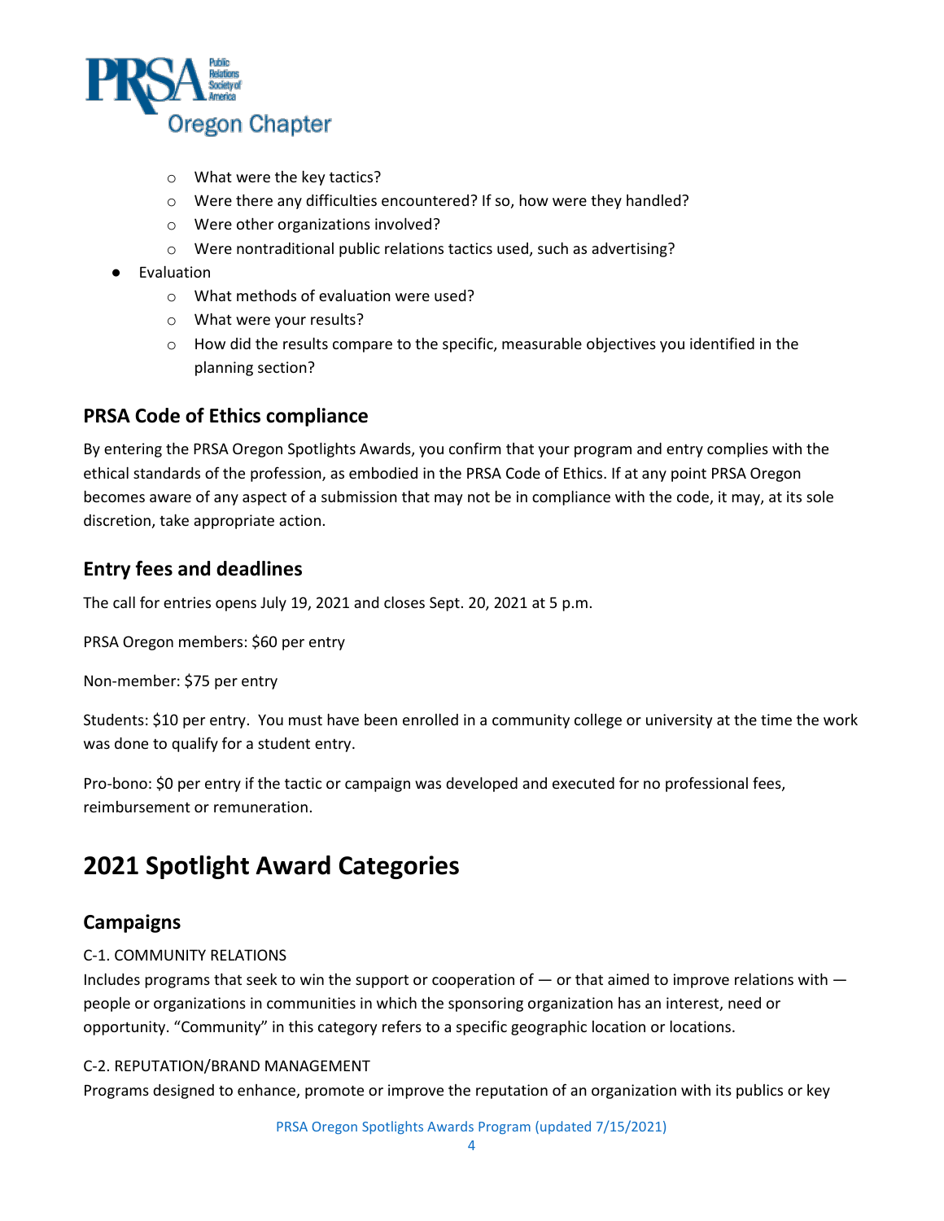- What were the key tactics?
    - Were there any difficulties encountered? If so, how were they handled?
    - Were other organizations involved?
    - Were nontraditional public relations tactics used, such as advertising?
- Evaluation
    - What methods of evaluation were used?
    - What were your results?
    - How did the results compare to the specific, measurable objectives you identified in the planning section?

## PRSA Code of Ethics compliance

By entering the PRSA Oregon Spotlights Awards, you confirm that your program and entry complies with the ethical standards of the profession, as embodied in the PRSA Code of Ethics. If at any point PRSA Oregon becomes aware of any aspect of a submission that may not be in compliance with the code, it may, at its sole discretion, take appropriate action.

## Entry fees and deadlines

The call for entries opens July 19, 2021 and closes Sept. 20, 2021 at 5 p.m.

PRSA Oregon members: $60 per entry

Non-member: $75 per entry

Students: $10 per entry. You must have been enrolled in a community college or university at the time the work was done to qualify for a student entry.

Pro-bono: $0 per entry if the tactic or campaign was developed and executed for no professional fees, reimbursement or remuneration.

# 2021 Spotlight Award Categories

## Campaigns

C-1. COMMUNITY RELATIONS

Includes programs that seek to win the support or cooperation of — or that aimed to improve relations with — people or organizations in communities in which the sponsoring organization has an interest, need or opportunity. "Community" in this category refers to a specific geographic location or locations.

C-2. REPUTATION/BRAND MANAGEMENT

Programs designed to enhance, promote or improve the reputation of an organization with its publics or key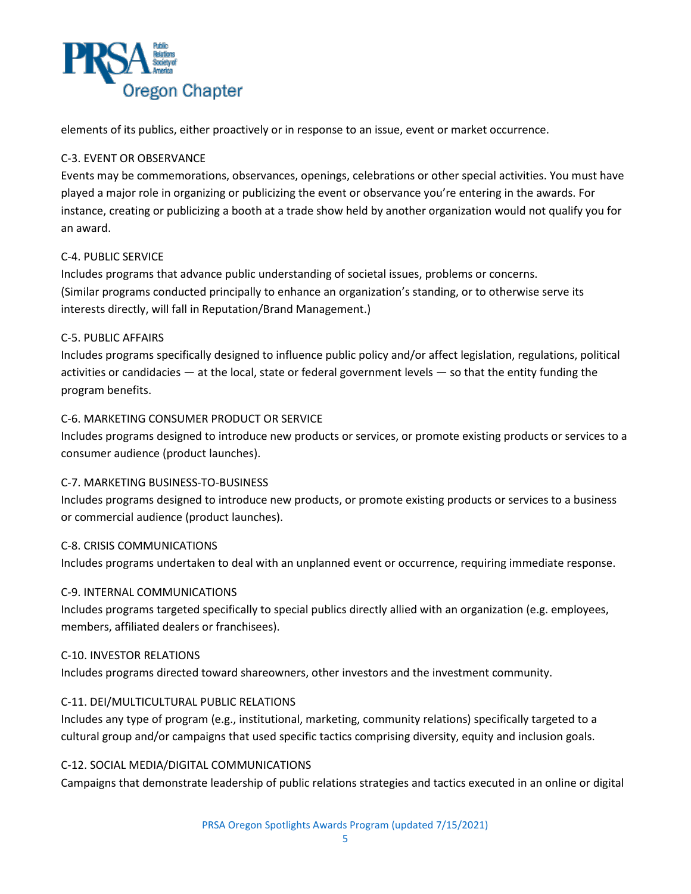elements of its publics, either proactively or in response to an issue, event or market occurrence.

### C-3. EVENT OR OBSERVANCE

Events may be commemorations, observances, openings, celebrations or other special activities. You must have played a major role in organizing or publicizing the event or observance you're entering in the awards. For instance, creating or publicizing a booth at a trade show held by another organization would not qualify you for an award.

### C-4. PUBLIC SERVICE

Includes programs that advance public understanding of societal issues, problems or concerns. (Similar programs conducted principally to enhance an organization's standing, or to otherwise serve its interests directly, will fall in Reputation/Brand Management.)

### C-5. PUBLIC AFFAIRS

Includes programs specifically designed to influence public policy and/or affect legislation, regulations, political activities or candidacies — at the local, state or federal government levels — so that the entity funding the program benefits.

### C-6. MARKETING CONSUMER PRODUCT OR SERVICE

Includes programs designed to introduce new products or services, or promote existing products or services to a consumer audience (product launches).

### C-7. MARKETING BUSINESS-TO-BUSINESS

Includes programs designed to introduce new products, or promote existing products or services to a business or commercial audience (product launches).

### C-8. CRISIS COMMUNICATIONS

Includes programs undertaken to deal with an unplanned event or occurrence, requiring immediate response.

### C-9. INTERNAL COMMUNICATIONS

Includes programs targeted specifically to special publics directly allied with an organization (e.g. employees, members, affiliated dealers or franchisees).

### C-10. INVESTOR RELATIONS

Includes programs directed toward shareowners, other investors and the investment community.

### C-11. DEI/MULTICULTURAL PUBLIC RELATIONS

Includes any type of program (e.g., institutional, marketing, community relations) specifically targeted to a cultural group and/or campaigns that used specific tactics comprising diversity, equity and inclusion goals.

### C-12. SOCIAL MEDIA/DIGITAL COMMUNICATIONS

Campaigns that demonstrate leadership of public relations strategies and tactics executed in an online or digital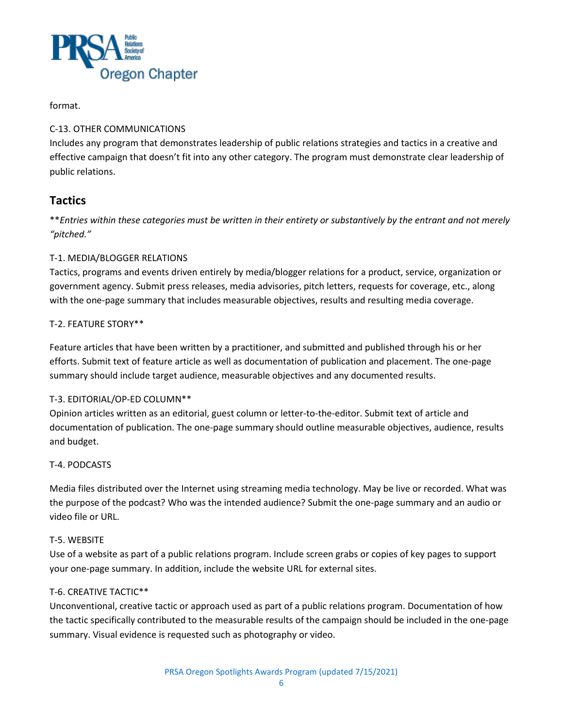format.

C-13. OTHER COMMUNICATIONS
Includes any program that demonstrates leadership of public relations strategies and tactics in a creative and effective campaign that doesn't fit into any other category. The program must demonstrate clear leadership of public relations.

## Tactics

***Entries within these categories must be written in their entirety or substantively by the entrant and not merely "pitched."*

T-1. MEDIA/BLOGGER RELATIONS
Tactics, programs and events driven entirely by media/blogger relations for a product, service, organization or government agency. Submit press releases, media advisories, pitch letters, requests for coverage, etc., along with the one-page summary that includes measurable objectives, results and resulting media coverage.

T-2. FEATURE STORY**

Feature articles that have been written by a practitioner, and submitted and published through his or her efforts. Submit text of feature article as well as documentation of publication and placement. The one-page summary should include target audience, measurable objectives and any documented results.

T-3. EDITORIAL/OP-ED COLUMN**
Opinion articles written as an editorial, guest column or letter-to-the-editor. Submit text of article and documentation of publication. The one-page summary should outline measurable objectives, audience, results and budget.

T-4. PODCASTS

Media files distributed over the Internet using streaming media technology. May be live or recorded. What was the purpose of the podcast? Who was the intended audience? Submit the one-page summary and an audio or video file or URL.

T-5. WEBSITE
Use of a website as part of a public relations program. Include screen grabs or copies of key pages to support your one-page summary. In addition, include the website URL for external sites.

T-6. CREATIVE TACTIC**
Unconventional, creative tactic or approach used as part of a public relations program. Documentation of how the tactic specifically contributed to the measurable results of the campaign should be included in the one-page summary. Visual evidence is requested such as photography or video.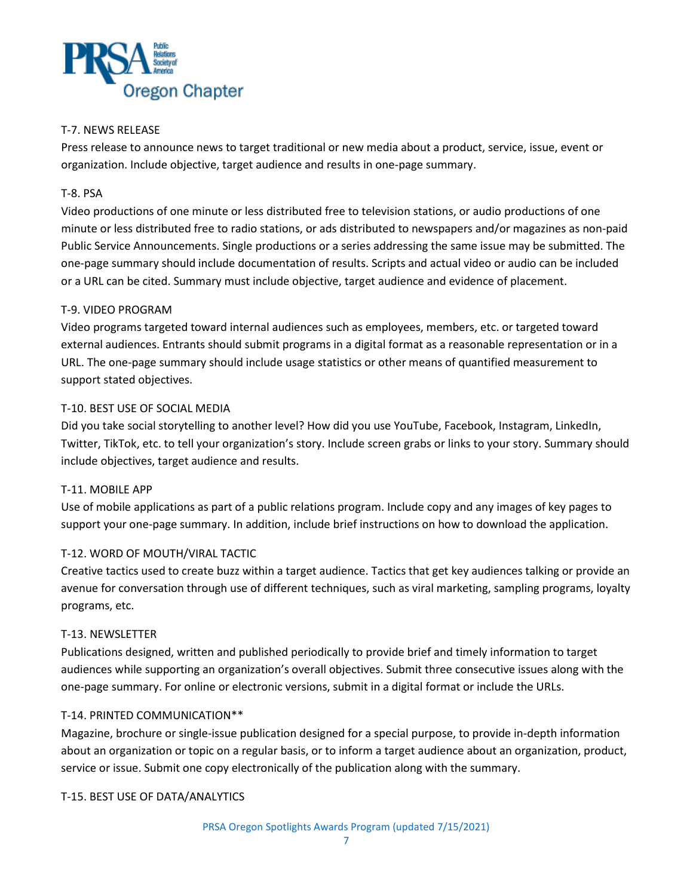### T-7. NEWS RELEASE

Press release to announce news to target traditional or new media about a product, service, issue, event or organization. Include objective, target audience and results in one-page summary.

### T-8. PSA

Video productions of one minute or less distributed free to television stations, or audio productions of one minute or less distributed free to radio stations, or ads distributed to newspapers and/or magazines as non-paid Public Service Announcements. Single productions or a series addressing the same issue may be submitted. The one-page summary should include documentation of results. Scripts and actual video or audio can be included or a URL can be cited. Summary must include objective, target audience and evidence of placement.

### T-9. VIDEO PROGRAM

Video programs targeted toward internal audiences such as employees, members, etc. or targeted toward external audiences. Entrants should submit programs in a digital format as a reasonable representation or in a URL. The one-page summary should include usage statistics or other means of quantified measurement to support stated objectives.

### T-10. BEST USE OF SOCIAL MEDIA

Did you take social storytelling to another level? How did you use YouTube, Facebook, Instagram, LinkedIn, Twitter, TikTok, etc. to tell your organization's story. Include screen grabs or links to your story. Summary should include objectives, target audience and results.

### T-11. MOBILE APP

Use of mobile applications as part of a public relations program. Include copy and any images of key pages to support your one-page summary. In addition, include brief instructions on how to download the application.

### T-12. WORD OF MOUTH/VIRAL TACTIC

Creative tactics used to create buzz within a target audience. Tactics that get key audiences talking or provide an avenue for conversation through use of different techniques, such as viral marketing, sampling programs, loyalty programs, etc.

### T-13. NEWSLETTER

Publications designed, written and published periodically to provide brief and timely information to target audiences while supporting an organization's overall objectives. Submit three consecutive issues along with the one-page summary. For online or electronic versions, submit in a digital format or include the URLs.

### T-14. PRINTED COMMUNICATION**

Magazine, brochure or single-issue publication designed for a special purpose, to provide in-depth information about an organization or topic on a regular basis, or to inform a target audience about an organization, product, service or issue. Submit one copy electronically of the publication along with the summary.

### T-15. BEST USE OF DATA/ANALYTICS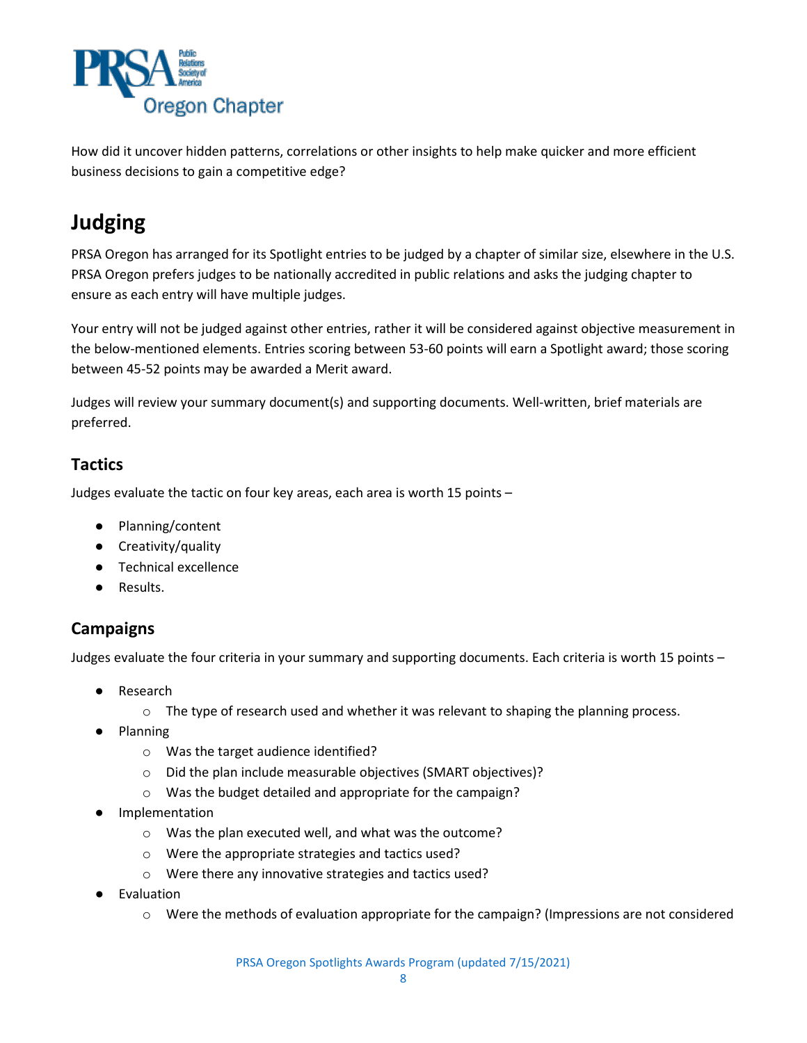How did it uncover hidden patterns, correlations or other insights to help make quicker and more efficient business decisions to gain a competitive edge?

# Judging

PRSA Oregon has arranged for its Spotlight entries to be judged by a chapter of similar size, elsewhere in the U.S. PRSA Oregon prefers judges to be nationally accredited in public relations and asks the judging chapter to ensure as each entry will have multiple judges.

Your entry will not be judged against other entries, rather it will be considered against objective measurement in the below-mentioned elements. Entries scoring between 53-60 points will earn a Spotlight award; those scoring between 45-52 points may be awarded a Merit award.

Judges will review your summary document(s) and supporting documents. Well-written, brief materials are preferred.

## Tactics

Judges evaluate the tactic on four key areas, each area is worth 15 points –

- Planning/content
- Creativity/quality
- Technical excellence
- Results.

## Campaigns

Judges evaluate the four criteria in your summary and supporting documents. Each criteria is worth 15 points –

- Research
  - The type of research used and whether it was relevant to shaping the planning process.
- Planning
  - Was the target audience identified?
  - Did the plan include measurable objectives (SMART objectives)?
  - Was the budget detailed and appropriate for the campaign?
- Implementation
  - Was the plan executed well, and what was the outcome?
  - Were the appropriate strategies and tactics used?
  - Were there any innovative strategies and tactics used?
- Evaluation
  - Were the methods of evaluation appropriate for the campaign? (Impressions are not considered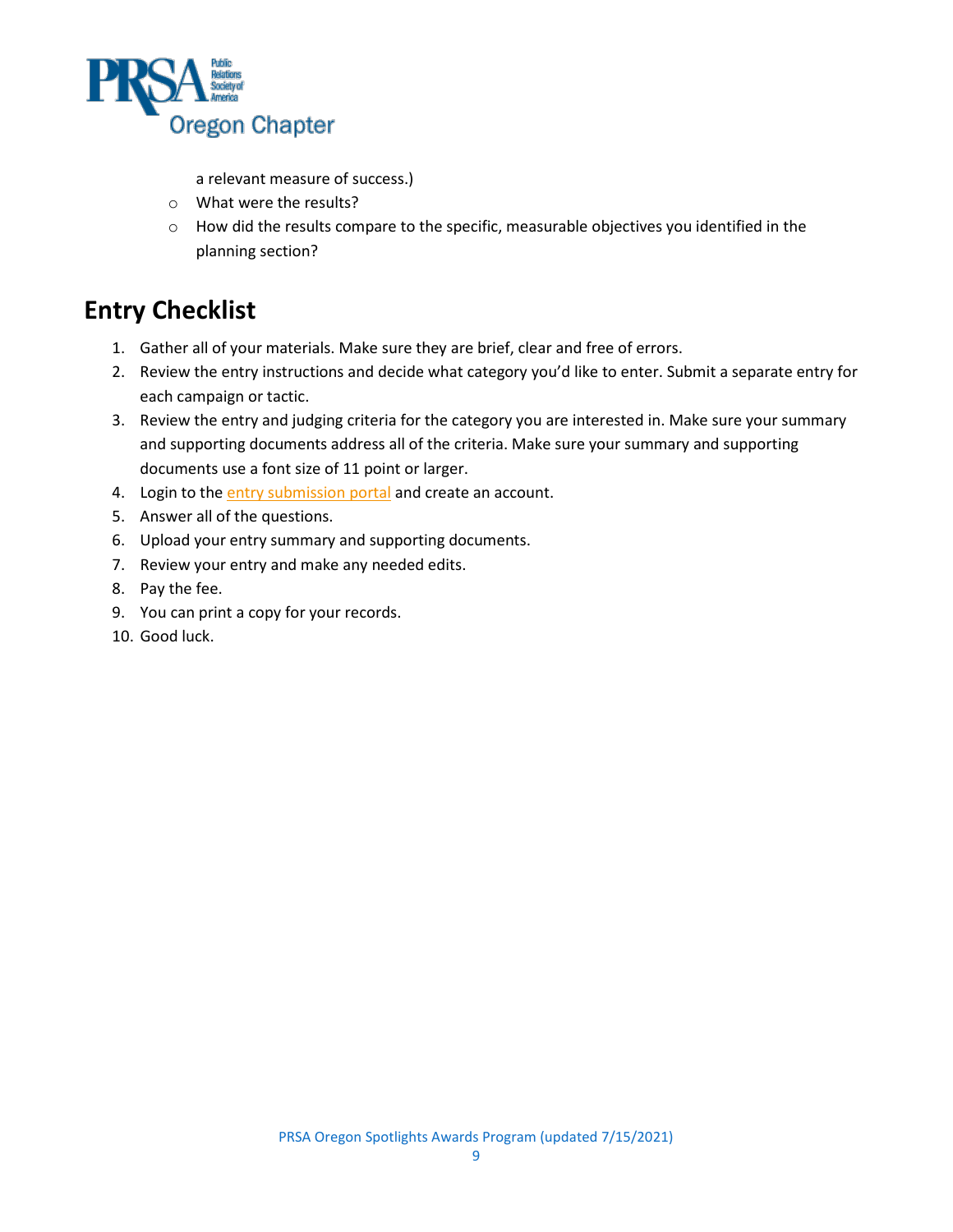a relevant measure of success.)

- What were the results?
- How did the results compare to the specific, measurable objectives you identified in the planning section?

## Entry Checklist

1. Gather all of your materials. Make sure they are brief, clear and free of errors.
2. Review the entry instructions and decide what category you'd like to enter. Submit a separate entry for each campaign or tactic.
3. Review the entry and judging criteria for the category you are interested in. Make sure your summary and supporting documents address all of the criteria. Make sure your summary and supporting documents use a font size of 11 point or larger.
4. Login to the entry submission portal and create an account.
5. Answer all of the questions.
6. Upload your entry summary and supporting documents.
7. Review your entry and make any needed edits.
8. Pay the fee.
9. You can print a copy for your records.
10. Good luck.